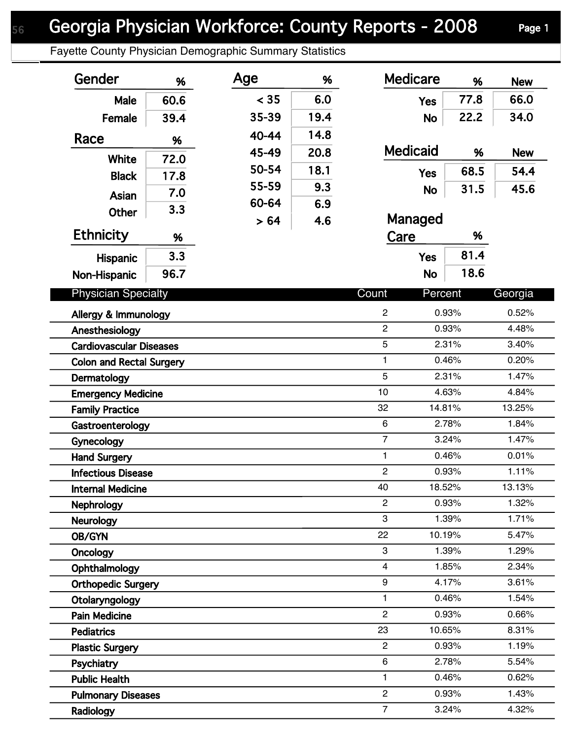# Georgia Physician Workforce: County Reports - 2008

Fayette County Physician Demographic Summary Statistics

| Gender | % |
|---|---|
| Male | 60.6 |
| Female | 39.4 |

| Race | % |
|---|---|
| White | 72.0 |
| Black | 17.8 |
| Asian | 7.0 |
| Other | 3.3 |

| Ethnicity | % |
|---|---|
| Hispanic | 3.3 |
| Non-Hispanic | 96.7 |

| Age | % |
|---|---|
| < 35 | 6.0 |
| 35-39 | 19.4 |
| 40-44 | 14.8 |
| 45-49 | 20.8 |
| 50-54 | 18.1 |
| 55-59 | 9.3 |
| 60-64 | 6.9 |
| > 64 | 4.6 |

| Medicare | % | New |
|---|---|---|
| Yes | 77.8 | 66.0 |
| No | 22.2 | 34.0 |

| Medicaid | % | New |
|---|---|---|
| Yes | 68.5 | 54.4 |
| No | 31.5 | 45.6 |

| Managed Care | % |
|---|---|
| Yes | 81.4 |
| No | 18.6 |

| Physician Specialty | Count | Percent | Georgia |
|---|---|---|---|
| Allergy & Immunology | 2 | 0.93% | 0.52% |
| Anesthesiology | 2 | 0.93% | 4.48% |
| Cardiovascular Diseases | 5 | 2.31% | 3.40% |
| Colon and Rectal Surgery | 1 | 0.46% | 0.20% |
| Dermatology | 5 | 2.31% | 1.47% |
| Emergency Medicine | 10 | 4.63% | 4.84% |
| Family Practice | 32 | 14.81% | 13.25% |
| Gastroenterology | 6 | 2.78% | 1.84% |
| Gynecology | 7 | 3.24% | 1.47% |
| Hand Surgery | 1 | 0.46% | 0.01% |
| Infectious Disease | 2 | 0.93% | 1.11% |
| Internal Medicine | 40 | 18.52% | 13.13% |
| Nephrology | 2 | 0.93% | 1.32% |
| Neurology | 3 | 1.39% | 1.71% |
| OB/GYN | 22 | 10.19% | 5.47% |
| Oncology | 3 | 1.39% | 1.29% |
| Ophthalmology | 4 | 1.85% | 2.34% |
| Orthopedic Surgery | 9 | 4.17% | 3.61% |
| Otolaryngology | 1 | 0.46% | 1.54% |
| Pain Medicine | 2 | 0.93% | 0.66% |
| Pediatrics | 23 | 10.65% | 8.31% |
| Plastic Surgery | 2 | 0.93% | 1.19% |
| Psychiatry | 6 | 2.78% | 5.54% |
| Public Health | 1 | 0.46% | 0.62% |
| Pulmonary Diseases | 2 | 0.93% | 1.43% |
| Radiology | 7 | 3.24% | 4.32% |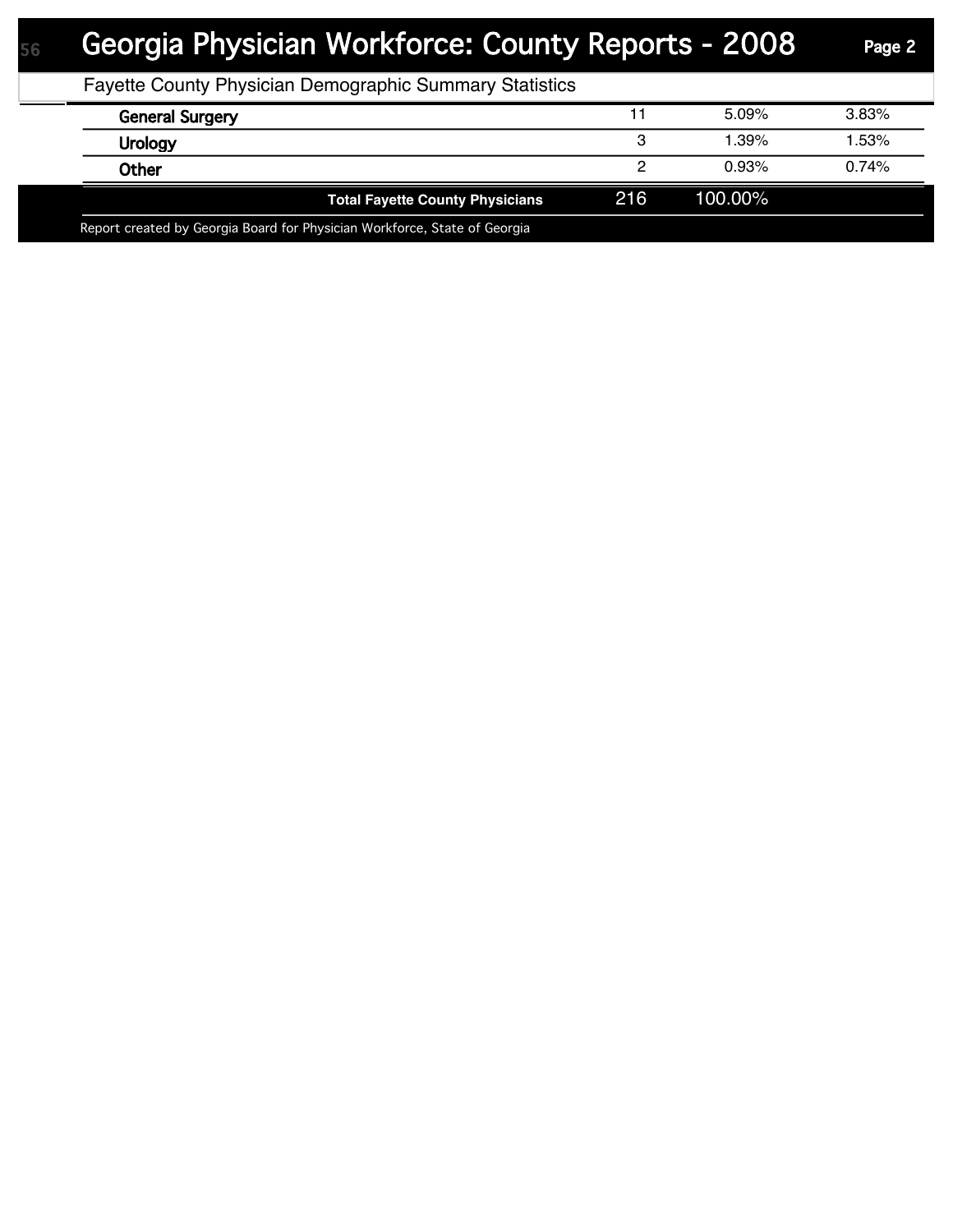## Fayette County Physician Demographic Summary Statistics

| | | | |
|---|---|---|---|
| **General Surgery** | 11 | 5.09% | 3.83% |
| **Urology** | 3 | 1.39% | 1.53% |
| **Other** | 2 | 0.93% | 0.74% |
| **Total Fayette County Physicians** | 216 | 100.00% | |

Report created by Georgia Board for Physician Workforce, State of Georgia